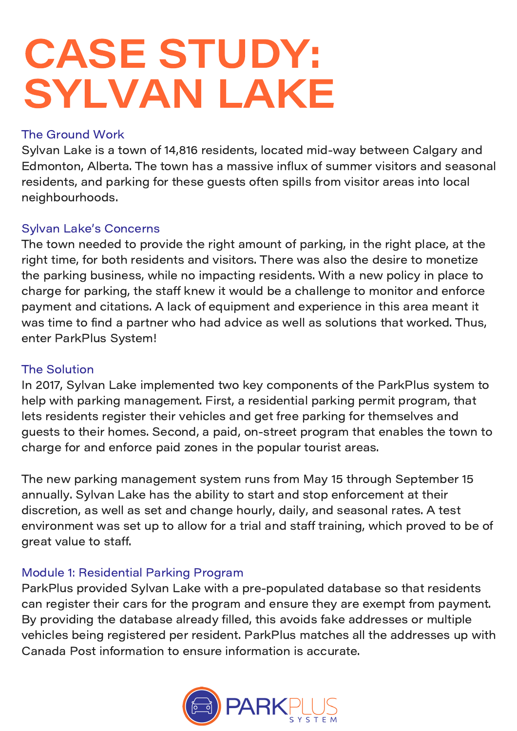# CASE STUDY: SYLVAN LAKE

## The Ground Work

Sylvan Lake is a town of 14,816 residents, located mid-way between Calgary and Edmonton, Alberta. The town has a massive influx of summer visitors and seasonal residents, and parking for these guests often spills from visitor areas into local neighbourhoods.

## Sylvan Lake's Concerns

The town needed to provide the right amount of parking, in the right place, at the right time, for both residents and visitors. There was also the desire to monetize the parking business, while no impacting residents. With a new policy in place to charge for parking, the staff knew it would be a challenge to monitor and enforce payment and citations. A lack of equipment and experience in this area meant it was time to find a partner who had advice as well as solutions that worked. Thus, enter ParkPlus System!

## The Solution

In 2017, Sylvan Lake implemented two key components of the ParkPlus system to help with parking management. First, a residential parking permit program, that lets residents register their vehicles and get free parking for themselves and guests to their homes. Second, a paid, on-street program that enables the town to charge for and enforce paid zones in the popular tourist areas.

The new parking management system runs from May 15 through September 15 annually. Sylvan Lake has the ability to start and stop enforcement at their discretion, as well as set and change hourly, daily, and seasonal rates. A test environment was set up to allow for a trial and staff training, which proved to be of great value to staff.

## Module 1: Residential Parking Program

ParkPlus provided Sylvan Lake with a pre-populated database so that residents can register their cars for the program and ensure they are exempt from payment. By providing the database already filled, this avoids fake addresses or multiple vehicles being registered per resident. ParkPlus matches all the addresses up with Canada Post information to ensure information is accurate.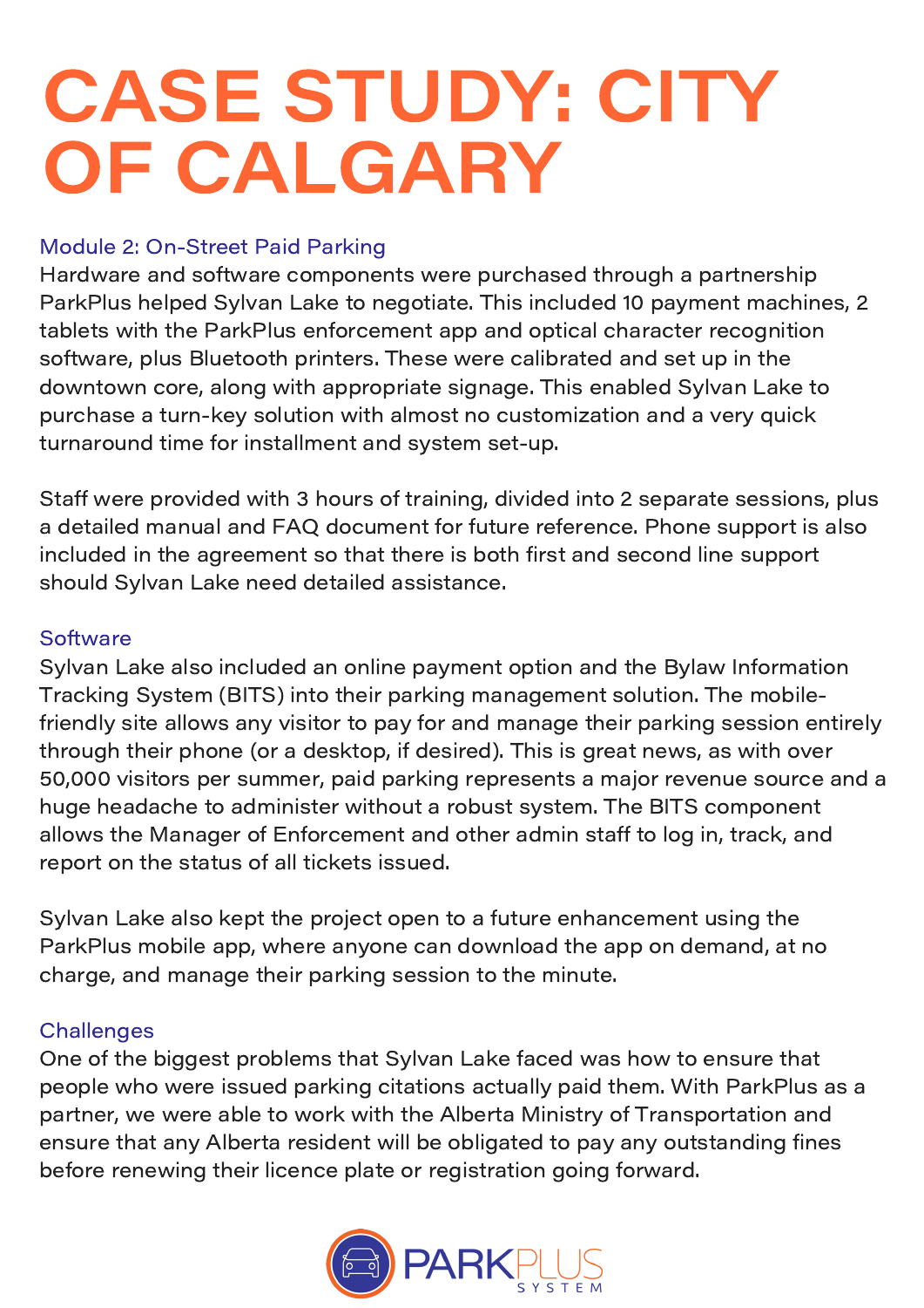# CASE STUDY: CITY OF CALGARY

### Module 2: On-Street Paid Parking

Hardware and software components were purchased through a partnership ParkPlus helped Sylvan Lake to negotiate. This included 10 payment machines, 2 tablets with the ParkPlus enforcement app and optical character recognition software, plus Bluetooth printers. These were calibrated and set up in the downtown core, along with appropriate signage. This enabled Sylvan Lake to purchase a turn-key solution with almost no customization and a very quick turnaround time for installment and system set-up.

Staff were provided with 3 hours of training, divided into 2 separate sessions, plus a detailed manual and FAQ document for future reference. Phone support is also included in the agreement so that there is both first and second line support should Sylvan Lake need detailed assistance.

### Software

Sylvan Lake also included an online payment option and the Bylaw Information Tracking System (BITS) into their parking management solution. The mobile-friendly site allows any visitor to pay for and manage their parking session entirely through their phone (or a desktop, if desired). This is great news, as with over 50,000 visitors per summer, paid parking represents a major revenue source and a huge headache to administer without a robust system. The BITS component allows the Manager of Enforcement and other admin staff to log in, track, and report on the status of all tickets issued.

Sylvan Lake also kept the project open to a future enhancement using the ParkPlus mobile app, where anyone can download the app on demand, at no charge, and manage their parking session to the minute.

### Challenges

One of the biggest problems that Sylvan Lake faced was how to ensure that people who were issued parking citations actually paid them. With ParkPlus as a partner, we were able to work with the Alberta Ministry of Transportation and ensure that any Alberta resident will be obligated to pay any outstanding fines before renewing their licence plate or registration going forward.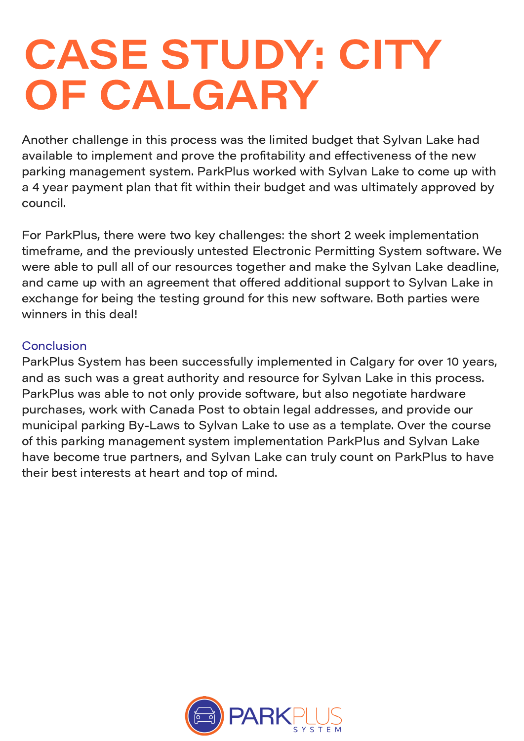# CASE STUDY: CITY OF CALGARY

Another challenge in this process was the limited budget that Sylvan Lake had available to implement and prove the profitability and effectiveness of the new parking management system. ParkPlus worked with Sylvan Lake to come up with a 4 year payment plan that fit within their budget and was ultimately approved by council.

For ParkPlus, there were two key challenges: the short 2 week implementation timeframe, and the previously untested Electronic Permitting System software. We were able to pull all of our resources together and make the Sylvan Lake deadline, and came up with an agreement that offered additional support to Sylvan Lake in exchange for being the testing ground for this new software. Both parties were winners in this deal!

## Conclusion

ParkPlus System has been successfully implemented in Calgary for over 10 years, and as such was a great authority and resource for Sylvan Lake in this process. ParkPlus was able to not only provide software, but also negotiate hardware purchases, work with Canada Post to obtain legal addresses, and provide our municipal parking By-Laws to Sylvan Lake to use as a template. Over the course of this parking management system implementation ParkPlus and Sylvan Lake have become true partners, and Sylvan Lake can truly count on ParkPlus to have their best interests at heart and top of mind.

PARKPLUS SYSTEM